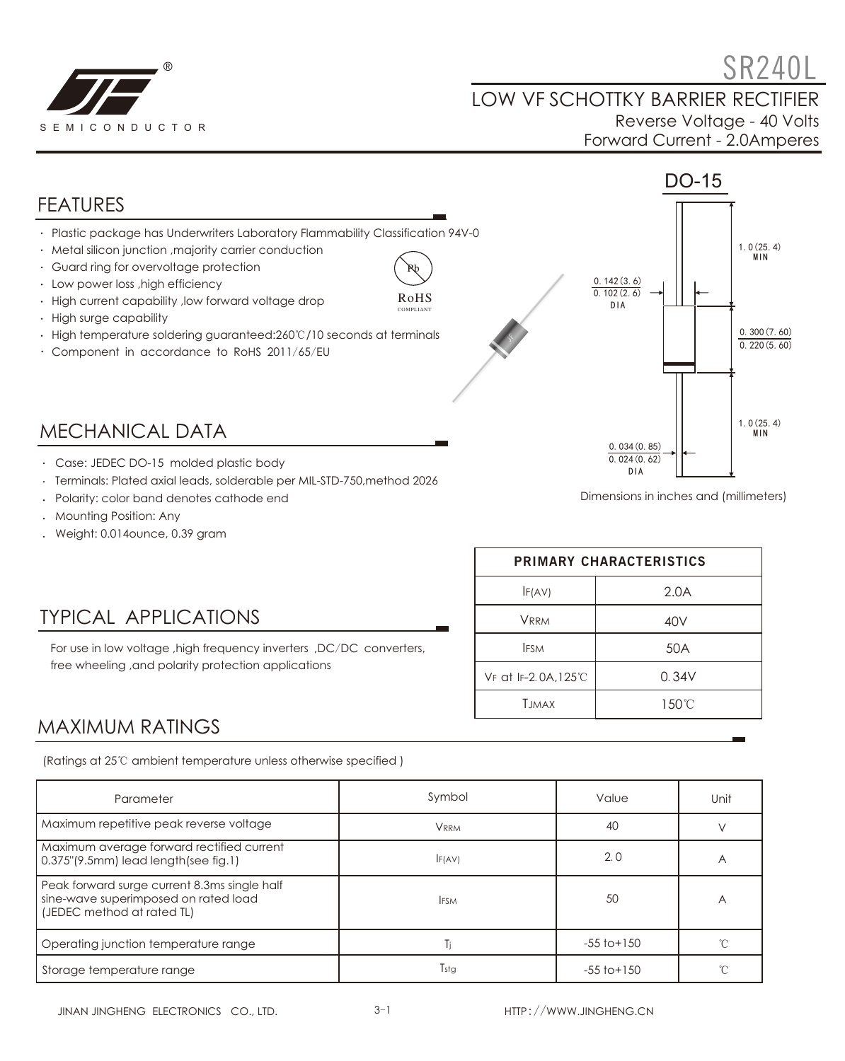# SR240L

## LOW VF SCHOTTKY BARRIER RECTIFIER

Reverse Voltage - 40 Volts
Forward Current - 2.0Amperes

## FEATURES

- Plastic package has Underwriters Laboratory Flammability Classification 94V-0
- Metal silicon junction ,majority carrier conduction
- Guard ring for overvoltage protection
- Low power loss ,high efficiency
- High current capability ,low forward voltage drop
- High surge capability
- High temperature soldering guaranteed:260℃/10 seconds at terminals
- Component in accordance to RoHS 2011/65/EU

Pb
RoHS COMPLIANT

DO-15

1.0(25.4) MIN
0.142(3.6)
0.102(2.6)
DIA
0.300(7.60)
0.220(5.60)
1.0(25.4) MIN
0.034(0.85)
0.024(0.62)
DIA

Dimensions in inches and (millimeters)

## MECHANICAL DATA

- Case: JEDEC DO-15 molded plastic body
- Terminals: Plated axial leads, solderable per MIL-STD-750,method 2026
- Polarity: color band denotes cathode end
- Mounting Position: Any
- Weight: 0.014ounce, 0.39 gram

| PRIMARY CHARACTERISTICS | |
|---|---|
| $I_{F(AV)}$ | 2.0A |
| $V_{RRM}$ | 40V |
| $I_{FSM}$ | 50A |
| $V_F$ at $I_F$=2.0A,125℃ | 0.34V |
| $T_{JMAX}$ | 150℃ |

## TYPICAL APPLICATIONS

For use in low voltage ,high frequency inverters ,DC/DC converters, free wheeling ,and polarity protection applications

## MAXIMUM RATINGS

(Ratings at 25℃ ambient temperature unless otherwise specified )

| Parameter | Symbol | Value | Unit |
|---|---|---|---|
| Maximum repetitive peak reverse voltage | $V_{RRM}$ | 40 | V |
| Maximum average forward rectified current 0.375"(9.5mm) lead length(see fig.1) | $I_{F(AV)}$ | 2.0 | A |
| Peak forward surge current 8.3ms single half sine-wave superimposed on rated load (JEDEC method at rated TL) | $I_{FSM}$ | 50 | A |
| Operating junction temperature range | $T_j$ | -55 to+150 | ℃ |
| Storage temperature range | $T_{stg}$ | -55 to+150 | ℃ |

JINAN JINGHENG ELECTRONICS CO., LTD. HTTP://WWW.JINGHENG.CN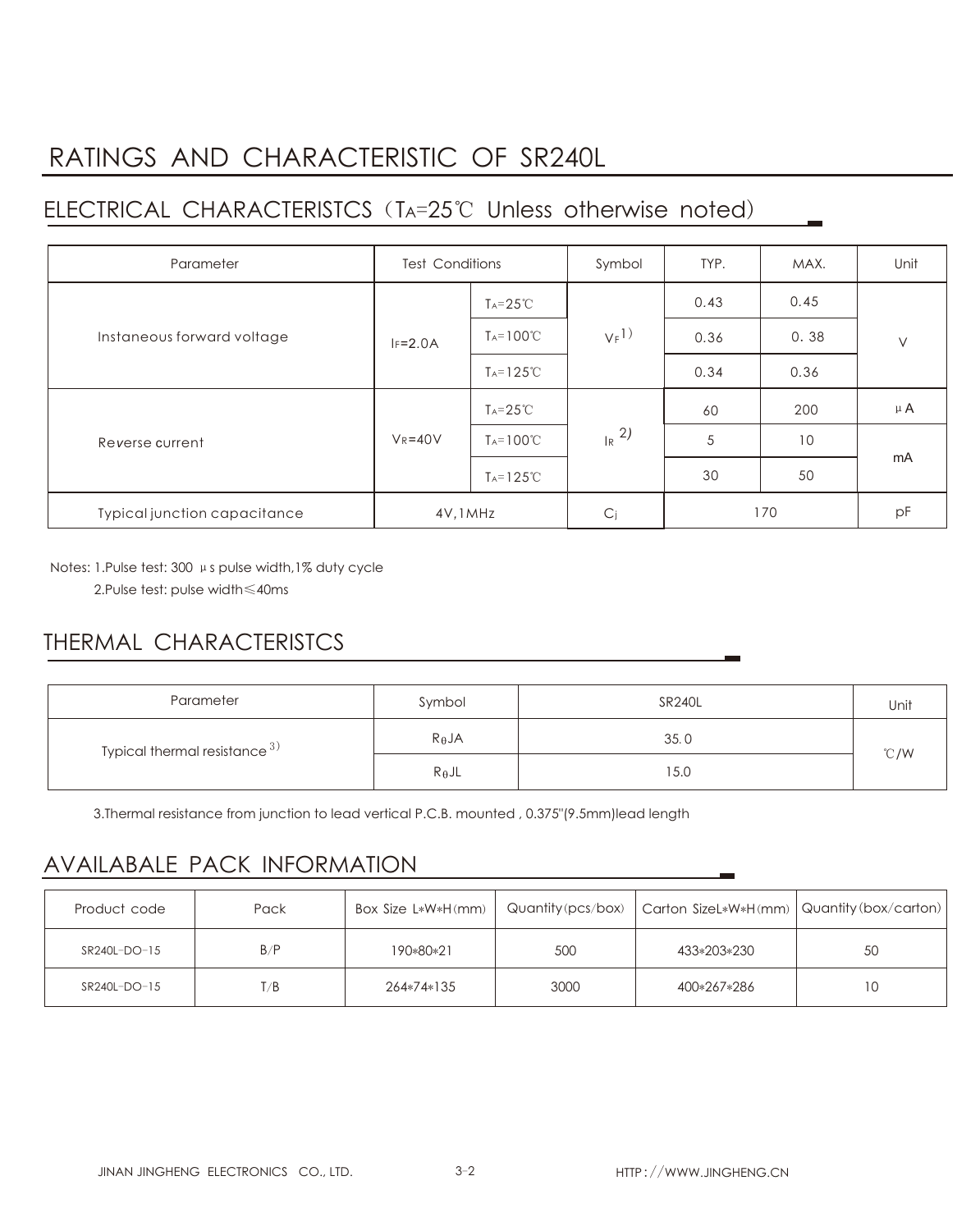# RATINGS AND CHARACTERISTIC OF SR240L

## ELECTRICAL CHARACTERISTCS（$T_A$=25℃ Unless otherwise noted）

| Parameter | Test Conditions | | Symbol | TYP. | MAX. | Unit |
|---|---|---|---|---|---|---|
| Instaneous forward voltage | $I_F$=2.0A | $T_A$=25℃ | $V_F$ 1) | 0.43 | 0.45 | V |
| | | $T_A$=100℃ | | 0.36 | 0．38 | |
| | | $T_A$=125℃ | | 0.34 | 0.36 | |
| Reverse current | $V_R$=40V | $T_A$=25℃ | $I_R$ 2) | 60 | 200 | μA |
| | | $T_A$=100℃ | | 5 | 10 | mA |
| | | $T_A$=125℃ | | 30 | 50 | |
| Typical junction capacitance | 4V,1MHz | | $C_j$ | 170 | | pF |

Notes: 1.Pulse test: 300 μs pulse width,1% duty cycle

2.Pulse test: pulse width≤40ms

## THERMAL CHARACTERISTCS

| Parameter | Symbol | SR240L | Unit |
|---|---|---|---|
| Typical thermal resistance 3) | $R_{\theta}JA$ | 35.0 | ℃/W |
| | $R_{\theta}JL$ | 15.0 | |

3.Thermal resistance from junction to lead vertical P.C.B. mounted , 0.375"(9.5mm)lead length

## AVAILABALE PACK INFORMATION

| Product code | Pack | Box Size L*W*H(mm) | Quantity(pcs/box) | Carton SizeL*W*H(mm) | Quantity(box/carton) |
|---|---|---|---|---|---|
| SR240L-DO-15 | B/P | 190*80*21 | 500 | 433*203*230 | 50 |
| SR240L-DO-15 | T/B | 264*74*135 | 3000 | 400*267*286 | 10 |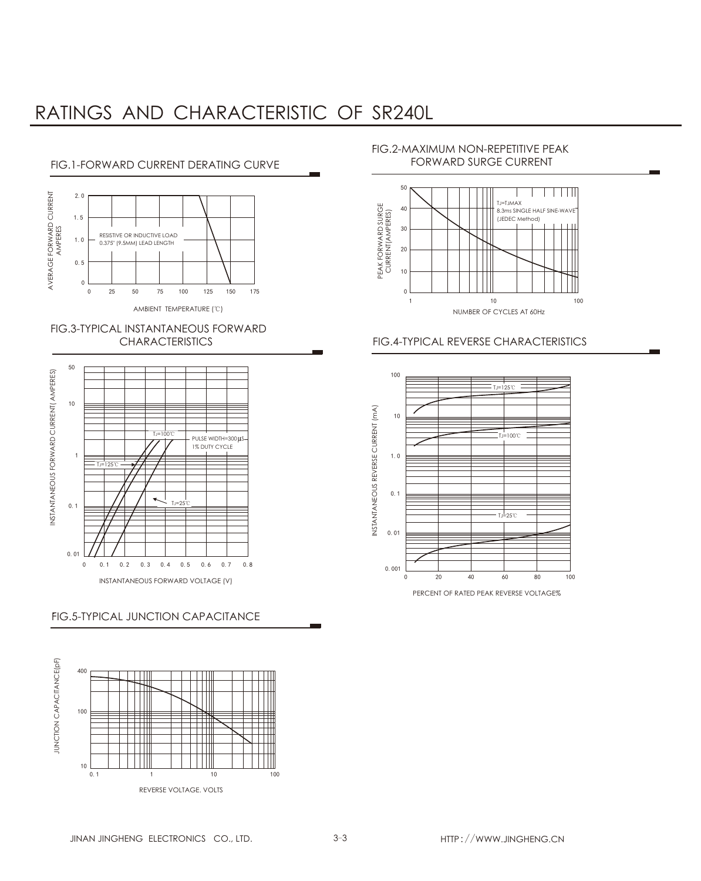# RATINGS AND CHARACTERISTIC OF SR240L

## FIG.1-FORWARD CURRENT DERATING CURVE

AVERAGE FORWARD CURRENT AMPERES

2.0
1.5
1.0
0.5
0

RESISTIVE OR INDUCTIVE LOAD
0.375" (9.5MM) LEAD LENGTH

0 25 50 75 100 125 150 175

AMBIENT TEMPERATURE (℃)

## FIG.2-MAXIMUM NON-REPETITIVE PEAK FORWARD SURGE CURRENT

PEAK FORWARD SURGE CURRENT(AMPERES)

50
40
30
20
10
0

TJ=TJMAX
8.3ms SINGLE HALF SINE-WAVE
(JEDEC Method)

1 10 100

NUMBER OF CYCLES AT 60Hz

## FIG.3-TYPICAL INSTANTANEOUS FORWARD CHARACTERISTICS

INSTANTANEOUS FORWARD CURRENT( AMPERES)

50
10
1
0.1
0.01

TJ=100℃
PULSE WIDTH=300μS
1% DUTY CYCLE
TJ=125℃
TJ=25℃

0 0.1 0.2 0.3 0.4 0.5 0.6 0.7 0.8

INSTANTANEOUS FORWARD VOLTAGE (V)

## FIG.4-TYPICAL REVERSE CHARACTERISTICS

INSTANTANEOUS REVERSE CURRENT (mA)

100
10
1.0
0.1
0.01
0.001

TJ=125℃
TJ=100℃
TJ=25℃

0 20 40 60 80 100

PERCENT OF RATED PEAK REVERSE VOLTAGE%

## FIG.5-TYPICAL JUNCTION CAPACITANCE

JUNCTION CAPACITANCE(pF)

400
100
10

0.1 1 10 100

REVERSE VOLTAGE. VOLTS

JINAN JINGHENG ELECTRONICS CO., LTD.

HTTP://WWW.JINGHENG.CN